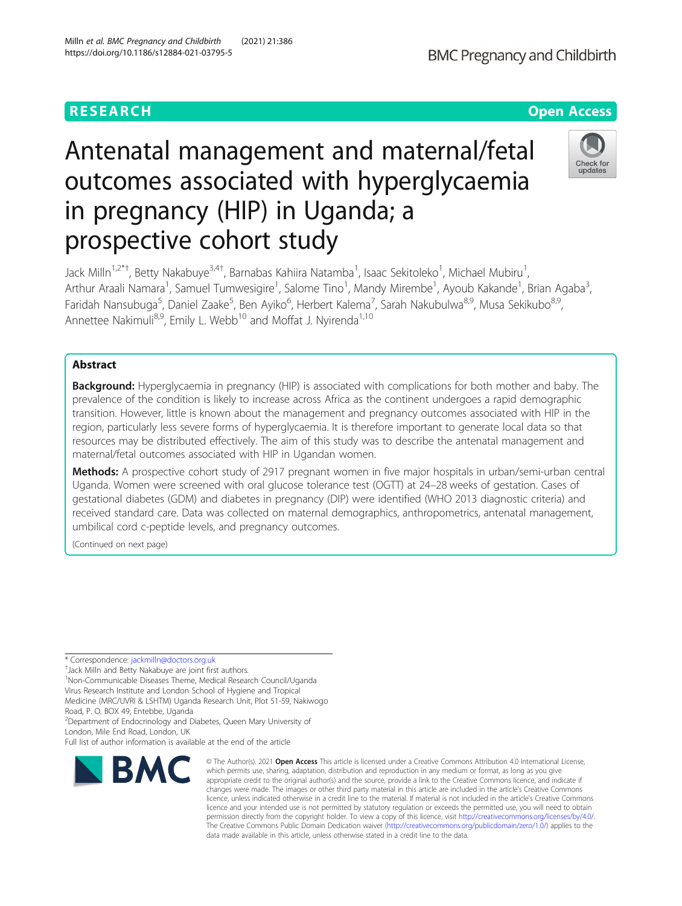RESEARCH

Open Access

# Antenatal management and maternal/fetal outcomes associated with hyperglycaemia in pregnancy (HIP) in Uganda; a prospective cohort study

Jack Milln[1,2*†], Betty Nakabuye[3,4†], Barnabas Kahiira Natamba[1], Isaac Sekitoleko[1], Michael Mubiru[1], Arthur Araali Namara[1], Samuel Tumwesigire[1], Salome Tino[1], Mandy Mirembe[1], Ayoub Kakande[1], Brian Agaba[3], Faridah Nansubuga[5], Daniel Zaake[5], Ben Ayiko[6], Herbert Kalema[7], Sarah Nakubulwa[8,9], Musa Sekikubo[8,9], Annettee Nakimuli[8,9], Emily L. Webb[10] and Moffat J. Nyirenda[1,10]

## Abstract

**Background:** Hyperglycaemia in pregnancy (HIP) is associated with complications for both mother and baby. The prevalence of the condition is likely to increase across Africa as the continent undergoes a rapid demographic transition. However, little is known about the management and pregnancy outcomes associated with HIP in the region, particularly less severe forms of hyperglycaemia. It is therefore important to generate local data so that resources may be distributed effectively. The aim of this study was to describe the antenatal management and maternal/fetal outcomes associated with HIP in Ugandan women.

**Methods:** A prospective cohort study of 2917 pregnant women in five major hospitals in urban/semi-urban central Uganda. Women were screened with oral glucose tolerance test (OGTT) at 24–28 weeks of gestation. Cases of gestational diabetes (GDM) and diabetes in pregnancy (DIP) were identified (WHO 2013 diagnostic criteria) and received standard care. Data was collected on maternal demographics, anthropometrics, antenatal management, umbilical cord c-peptide levels, and pregnancy outcomes.

(Continued on next page)

\* Correspondence: jackmilln@doctors.org.uk

†Jack Milln and Betty Nakabuye are joint first authors.

[1]Non-Communicable Diseases Theme, Medical Research Council/Uganda Virus Research Institute and London School of Hygiene and Tropical Medicine (MRC/UVRI & LSHTM) Uganda Research Unit, Plot 51-59, Nakiwogo Road, P. O. BOX 49, Entebbe, Uganda

[2]Department of Endocrinology and Diabetes, Queen Mary University of London, Mile End Road, London, UK

Full list of author information is available at the end of the article

© The Author(s). 2021 **Open Access** This article is licensed under a Creative Commons Attribution 4.0 International License, which permits use, sharing, adaptation, distribution and reproduction in any medium or format, as long as you give appropriate credit to the original author(s) and the source, provide a link to the Creative Commons licence, and indicate if changes were made. The images or other third party material in this article are included in the article's Creative Commons licence, unless indicated otherwise in a credit line to the material. If material is not included in the article's Creative Commons licence and your intended use is not permitted by statutory regulation or exceeds the permitted use, you will need to obtain permission directly from the copyright holder. To view a copy of this licence, visit http://creativecommons.org/licenses/by/4.0/. The Creative Commons Public Domain Dedication waiver (http://creativecommons.org/publicdomain/zero/1.0/) applies to the data made available in this article, unless otherwise stated in a credit line to the data.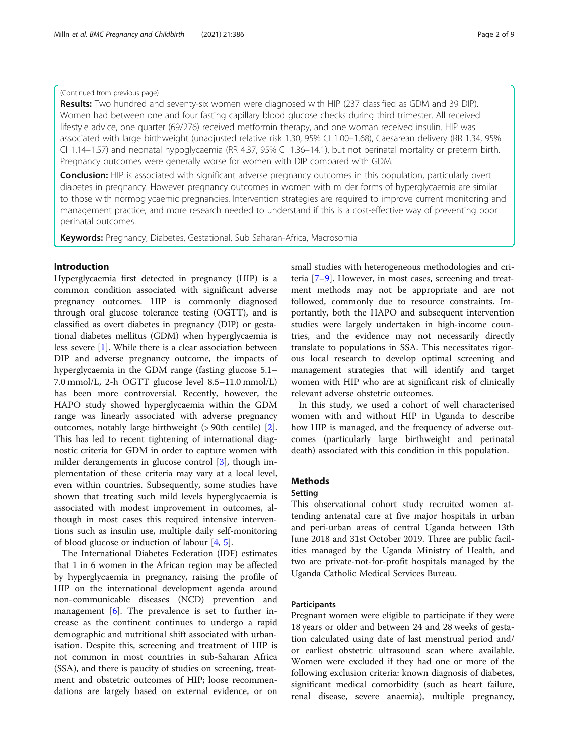(Continued from previous page)

**Results:** Two hundred and seventy-six women were diagnosed with HIP (237 classified as GDM and 39 DIP). Women had between one and four fasting capillary blood glucose checks during third trimester. All received lifestyle advice, one quarter (69/276) received metformin therapy, and one woman received insulin. HIP was associated with large birthweight (unadjusted relative risk 1.30, 95% CI 1.00–1.68), Caesarean delivery (RR 1.34, 95% CI 1.14–1.57) and neonatal hypoglycaemia (RR 4.37, 95% CI 1.36–14.1), but not perinatal mortality or preterm birth. Pregnancy outcomes were generally worse for women with DIP compared with GDM.

**Conclusion:** HIP is associated with significant adverse pregnancy outcomes in this population, particularly overt diabetes in pregnancy. However pregnancy outcomes in women with milder forms of hyperglycaemia are similar to those with normoglycaemic pregnancies. Intervention strategies are required to improve current monitoring and management practice, and more research needed to understand if this is a cost-effective way of preventing poor perinatal outcomes.

**Keywords:** Pregnancy, Diabetes, Gestational, Sub Saharan-Africa, Macrosomia

## Introduction

Hyperglycaemia first detected in pregnancy (HIP) is a common condition associated with significant adverse pregnancy outcomes. HIP is commonly diagnosed through oral glucose tolerance testing (OGTT), and is classified as overt diabetes in pregnancy (DIP) or gestational diabetes mellitus (GDM) when hyperglycaemia is less severe [1]. While there is a clear association between DIP and adverse pregnancy outcome, the impacts of hyperglycaemia in the GDM range (fasting glucose 5.1–7.0 mmol/L, 2-h OGTT glucose level 8.5–11.0 mmol/L) has been more controversial. Recently, however, the HAPO study showed hyperglycaemia within the GDM range was linearly associated with adverse pregnancy outcomes, notably large birthweight (> 90th centile) [2]. This has led to recent tightening of international diagnostic criteria for GDM in order to capture women with milder derangements in glucose control [3], though implementation of these criteria may vary at a local level, even within countries. Subsequently, some studies have shown that treating such mild levels hyperglycaemia is associated with modest improvement in outcomes, although in most cases this required intensive interventions such as insulin use, multiple daily self-monitoring of blood glucose or induction of labour [4, 5].

The International Diabetes Federation (IDF) estimates that 1 in 6 women in the African region may be affected by hyperglycaemia in pregnancy, raising the profile of HIP on the international development agenda around non-communicable diseases (NCD) prevention and management [6]. The prevalence is set to further increase as the continent continues to undergo a rapid demographic and nutritional shift associated with urbanisation. Despite this, screening and treatment of HIP is not common in most countries in sub-Saharan Africa (SSA), and there is paucity of studies on screening, treatment and obstetric outcomes of HIP; loose recommendations are largely based on external evidence, or on small studies with heterogeneous methodologies and criteria [7–9]. However, in most cases, screening and treatment methods may not be appropriate and are not followed, commonly due to resource constraints. Importantly, both the HAPO and subsequent intervention studies were largely undertaken in high-income countries, and the evidence may not necessarily directly translate to populations in SSA. This necessitates rigorous local research to develop optimal screening and management strategies that will identify and target women with HIP who are at significant risk of clinically relevant adverse obstetric outcomes.

In this study, we used a cohort of well characterised women with and without HIP in Uganda to describe how HIP is managed, and the frequency of adverse outcomes (particularly large birthweight and perinatal death) associated with this condition in this population.

## Methods

### Setting

This observational cohort study recruited women attending antenatal care at five major hospitals in urban and peri-urban areas of central Uganda between 13th June 2018 and 31st October 2019. Three are public facilities managed by the Uganda Ministry of Health, and two are private-not-for-profit hospitals managed by the Uganda Catholic Medical Services Bureau.

### Participants

Pregnant women were eligible to participate if they were 18 years or older and between 24 and 28 weeks of gestation calculated using date of last menstrual period and/or earliest obstetric ultrasound scan where available. Women were excluded if they had one or more of the following exclusion criteria: known diagnosis of diabetes, significant medical comorbidity (such as heart failure, renal disease, severe anaemia), multiple pregnancy,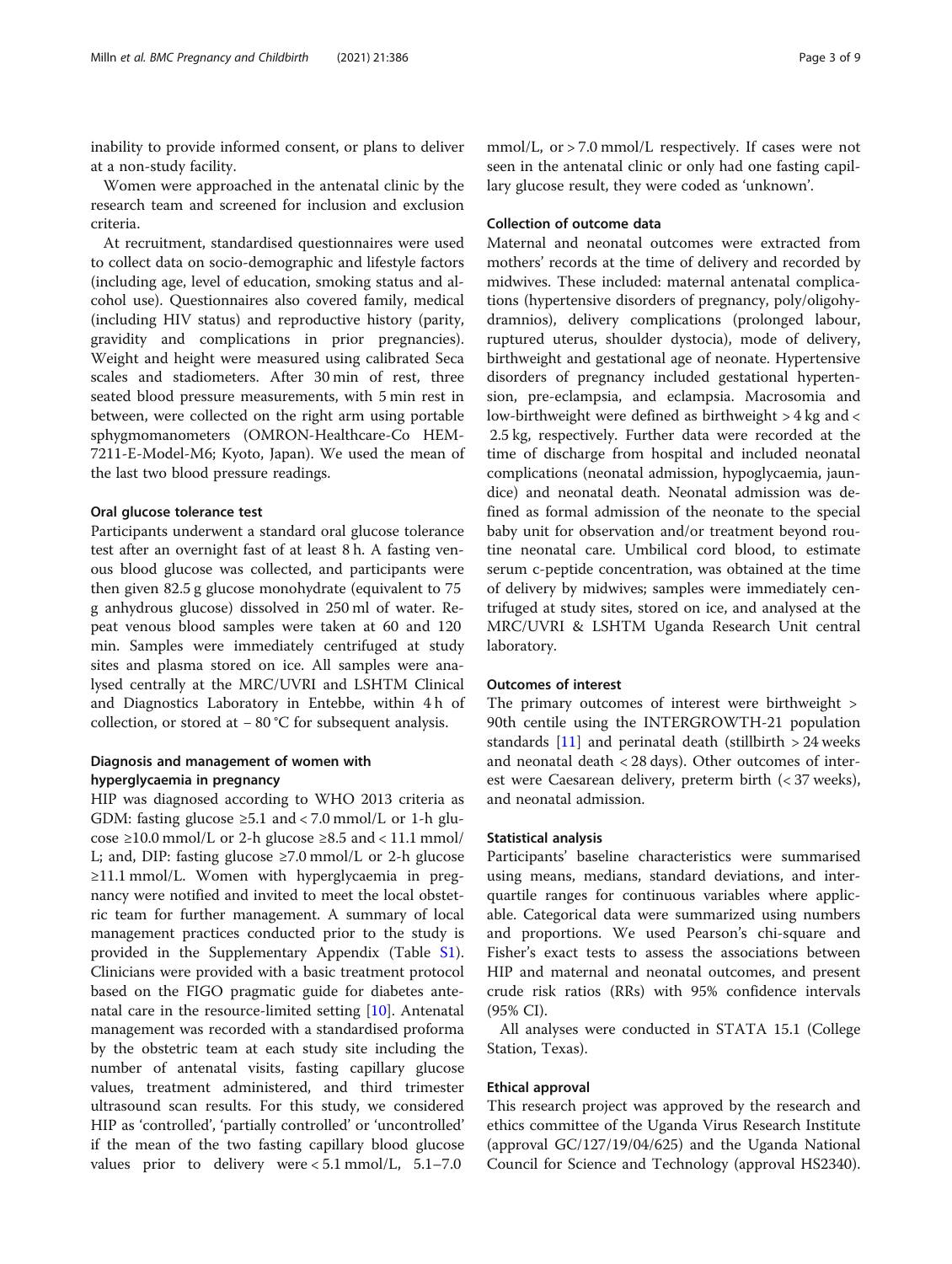inability to provide informed consent, or plans to deliver at a non-study facility.

Women were approached in the antenatal clinic by the research team and screened for inclusion and exclusion criteria.

At recruitment, standardised questionnaires were used to collect data on socio-demographic and lifestyle factors (including age, level of education, smoking status and alcohol use). Questionnaires also covered family, medical (including HIV status) and reproductive history (parity, gravidity and complications in prior pregnancies). Weight and height were measured using calibrated Seca scales and stadiometers. After 30 min of rest, three seated blood pressure measurements, with 5 min rest in between, were collected on the right arm using portable sphygmomanometers (OMRON-Healthcare-Co HEM-7211-E-Model-M6; Kyoto, Japan). We used the mean of the last two blood pressure readings.

#### Oral glucose tolerance test

Participants underwent a standard oral glucose tolerance test after an overnight fast of at least 8 h. A fasting venous blood glucose was collected, and participants were then given 82.5 g glucose monohydrate (equivalent to 75 g anhydrous glucose) dissolved in 250 ml of water. Repeat venous blood samples were taken at 60 and 120 min. Samples were immediately centrifuged at study sites and plasma stored on ice. All samples were analysed centrally at the MRC/UVRI and LSHTM Clinical and Diagnostics Laboratory in Entebbe, within 4 h of collection, or stored at − 80 °C for subsequent analysis.

#### Diagnosis and management of women with hyperglycaemia in pregnancy

HIP was diagnosed according to WHO 2013 criteria as GDM: fasting glucose ≥5.1 and < 7.0 mmol/L or 1-h glucose ≥10.0 mmol/L or 2-h glucose ≥8.5 and < 11.1 mmol/L; and, DIP: fasting glucose ≥7.0 mmol/L or 2-h glucose ≥11.1 mmol/L. Women with hyperglycaemia in pregnancy were notified and invited to meet the local obstetric team for further management. A summary of local management practices conducted prior to the study is provided in the Supplementary Appendix (Table S1). Clinicians were provided with a basic treatment protocol based on the FIGO pragmatic guide for diabetes antenatal care in the resource-limited setting [10]. Antenatal management was recorded with a standardised proforma by the obstetric team at each study site including the number of antenatal visits, fasting capillary glucose values, treatment administered, and third trimester ultrasound scan results. For this study, we considered HIP as 'controlled', 'partially controlled' or 'uncontrolled' if the mean of the two fasting capillary blood glucose values prior to delivery were < 5.1 mmol/L, 5.1–7.0 mmol/L, or > 7.0 mmol/L respectively. If cases were not seen in the antenatal clinic or only had one fasting capillary glucose result, they were coded as 'unknown'.

#### Collection of outcome data

Maternal and neonatal outcomes were extracted from mothers' records at the time of delivery and recorded by midwives. These included: maternal antenatal complications (hypertensive disorders of pregnancy, poly/oligohydramnios), delivery complications (prolonged labour, ruptured uterus, shoulder dystocia), mode of delivery, birthweight and gestational age of neonate. Hypertensive disorders of pregnancy included gestational hypertension, pre-eclampsia, and eclampsia. Macrosomia and low-birthweight were defined as birthweight > 4 kg and < 2.5 kg, respectively. Further data were recorded at the time of discharge from hospital and included neonatal complications (neonatal admission, hypoglycaemia, jaundice) and neonatal death. Neonatal admission was defined as formal admission of the neonate to the special baby unit for observation and/or treatment beyond routine neonatal care. Umbilical cord blood, to estimate serum c-peptide concentration, was obtained at the time of delivery by midwives; samples were immediately centrifuged at study sites, stored on ice, and analysed at the MRC/UVRI & LSHTM Uganda Research Unit central laboratory.

#### Outcomes of interest

The primary outcomes of interest were birthweight > 90th centile using the INTERGROWTH-21 population standards [11] and perinatal death (stillbirth > 24 weeks and neonatal death < 28 days). Other outcomes of interest were Caesarean delivery, preterm birth (< 37 weeks), and neonatal admission.

#### Statistical analysis

Participants' baseline characteristics were summarised using means, medians, standard deviations, and interquartile ranges for continuous variables where applicable. Categorical data were summarized using numbers and proportions. We used Pearson's chi-square and Fisher's exact tests to assess the associations between HIP and maternal and neonatal outcomes, and present crude risk ratios (RRs) with 95% confidence intervals (95% CI).

All analyses were conducted in STATA 15.1 (College Station, Texas).

#### Ethical approval

This research project was approved by the research and ethics committee of the Uganda Virus Research Institute (approval GC/127/19/04/625) and the Uganda National Council for Science and Technology (approval HS2340).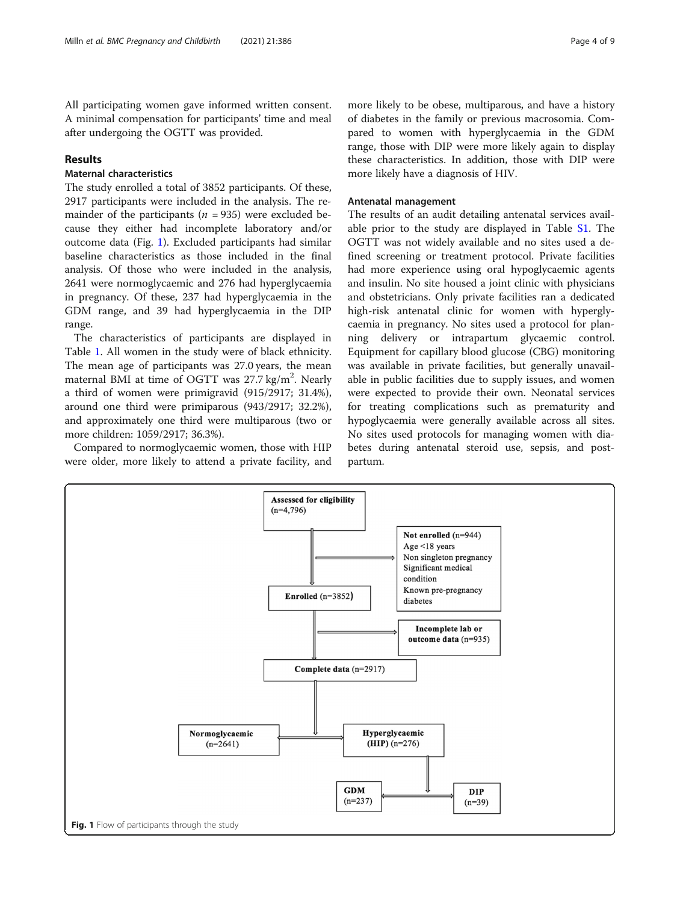All participating women gave informed written consent. A minimal compensation for participants' time and meal after undergoing the OGTT was provided.

## Results

### Maternal characteristics

The study enrolled a total of 3852 participants. Of these, 2917 participants were included in the analysis. The remainder of the participants ($n$ = 935) were excluded because they either had incomplete laboratory and/or outcome data (Fig. 1). Excluded participants had similar baseline characteristics as those included in the final analysis. Of those who were included in the analysis, 2641 were normoglycaemic and 276 had hyperglycaemia in pregnancy. Of these, 237 had hyperglycaemia in the GDM range, and 39 had hyperglycaemia in the DIP range.

The characteristics of participants are displayed in Table 1. All women in the study were of black ethnicity. The mean age of participants was 27.0 years, the mean maternal BMI at time of OGTT was 27.7 kg/m$^2$. Nearly a third of women were primigravid (915/2917; 31.4%), around one third were primiparous (943/2917; 32.2%), and approximately one third were multiparous (two or more children: 1059/2917; 36.3%).

Compared to normoglycaemic women, those with HIP were older, more likely to attend a private facility, and more likely to be obese, multiparous, and have a history of diabetes in the family or previous macrosomia. Compared to women with hyperglycaemia in the GDM range, those with DIP were more likely again to display these characteristics. In addition, those with DIP were more likely have a diagnosis of HIV.

### Antenatal management

The results of an audit detailing antenatal services available prior to the study are displayed in Table S1. The OGTT was not widely available and no sites used a defined screening or treatment protocol. Private facilities had more experience using oral hypoglycaemic agents and insulin. No site housed a joint clinic with physicians and obstetricians. Only private facilities ran a dedicated high-risk antenatal clinic for women with hyperglycaemia in pregnancy. No sites used a protocol for planning delivery or intrapartum glycaemic control. Equipment for capillary blood glucose (CBG) monitoring was available in private facilities, but generally unavailable in public facilities due to supply issues, and women were expected to provide their own. Neonatal services for treating complications such as prematurity and hypoglycaemia were generally available across all sites. No sites used protocols for managing women with diabetes during antenatal steroid use, sepsis, and postpartum.

Assessed for eligibility (n=4,796)

Not enrolled (n=944)
Age <18 years
Non singleton pregnancy
Significant medical condition
Known pre-pregnancy diabetes

Enrolled (n=3852)

Incomplete lab or outcome data (n=935)

Complete data (n=2917)

Normoglycaemic (n=2641)

Hyperglycaemic (HIP) (n=276)

GDM (n=237)

DIP (n=39)

**Fig. 1** Flow of participants through the study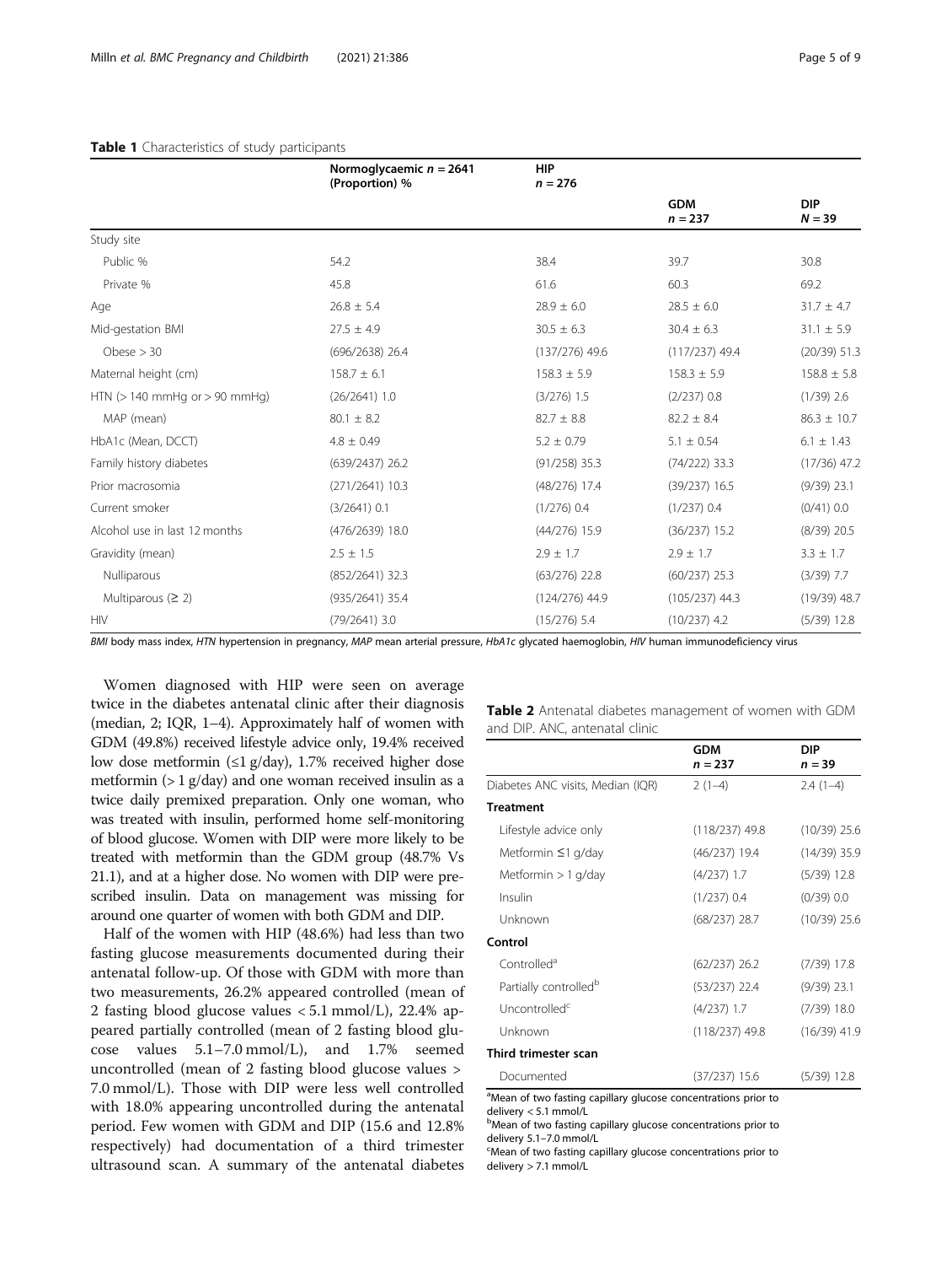**Table 1** Characteristics of study participants

| | Normoglycaemic $n = 2641$ (Proportion) % | HIP $n = 276$ | | |
|---|---|---|---|---|
| | | | GDM $n = 237$ | DIP $N = 39$ |
| Study site | | | | |
| Public % | 54.2 | 38.4 | 39.7 | 30.8 |
| Private % | 45.8 | 61.6 | 60.3 | 69.2 |
| Age | 26.8 ± 5.4 | 28.9 ± 6.0 | 28.5 ± 6.0 | 31.7 ± 4.7 |
| Mid-gestation BMI | 27.5 ± 4.9 | 30.5 ± 6.3 | 30.4 ± 6.3 | 31.1 ± 5.9 |
| Obese > 30 | (696/2638) 26.4 | (137/276) 49.6 | (117/237) 49.4 | (20/39) 51.3 |
| Maternal height (cm) | 158.7 ± 6.1 | 158.3 ± 5.9 | 158.3 ± 5.9 | 158.8 ± 5.8 |
| HTN (> 140 mmHg or > 90 mmHg) | (26/2641) 1.0 | (3/276) 1.5 | (2/237) 0.8 | (1/39) 2.6 |
| MAP (mean) | 80.1 ± 8.2 | 82.7 ± 8.8 | 82.2 ± 8.4 | 86.3 ± 10.7 |
| HbA1c (Mean, DCCT) | 4.8 ± 0.49 | 5.2 ± 0.79 | 5.1 ± 0.54 | 6.1 ± 1.43 |
| Family history diabetes | (639/2437) 26.2 | (91/258) 35.3 | (74/222) 33.3 | (17/36) 47.2 |
| Prior macrosomia | (271/2641) 10.3 | (48/276) 17.4 | (39/237) 16.5 | (9/39) 23.1 |
| Current smoker | (3/2641) 0.1 | (1/276) 0.4 | (1/237) 0.4 | (0/41) 0.0 |
| Alcohol use in last 12 months | (476/2639) 18.0 | (44/276) 15.9 | (36/237) 15.2 | (8/39) 20.5 |
| Gravidity (mean) | 2.5 ± 1.5 | 2.9 ± 1.7 | 2.9 ± 1.7 | 3.3 ± 1.7 |
| Nulliparous | (852/2641) 32.3 | (63/276) 22.8 | (60/237) 25.3 | (3/39) 7.7 |
| Multiparous (≥ 2) | (935/2641) 35.4 | (124/276) 44.9 | (105/237) 44.3 | (19/39) 48.7 |
| HIV | (79/2641) 3.0 | (15/276) 5.4 | (10/237) 4.2 | (5/39) 12.8 |

*BMI* body mass index, *HTN* hypertension in pregnancy, *MAP* mean arterial pressure, *HbA1c* glycated haemoglobin, *HIV* human immunodeficiency virus

Women diagnosed with HIP were seen on average twice in the diabetes antenatal clinic after their diagnosis (median, 2; IQR, 1–4). Approximately half of women with GDM (49.8%) received lifestyle advice only, 19.4% received low dose metformin (≤1 g/day), 1.7% received higher dose metformin (> 1 g/day) and one woman received insulin as a twice daily premixed preparation. Only one woman, who was treated with insulin, performed home self-monitoring of blood glucose. Women with DIP were more likely to be treated with metformin than the GDM group (48.7% Vs 21.1), and at a higher dose. No women with DIP were prescribed insulin. Data on management was missing for around one quarter of women with both GDM and DIP.

Half of the women with HIP (48.6%) had less than two fasting glucose measurements documented during their antenatal follow-up. Of those with GDM with more than two measurements, 26.2% appeared controlled (mean of 2 fasting blood glucose values < 5.1 mmol/L), 22.4% appeared partially controlled (mean of 2 fasting blood glucose values 5.1–7.0 mmol/L), and 1.7% seemed uncontrolled (mean of 2 fasting blood glucose values > 7.0 mmol/L). Those with DIP were less well controlled with 18.0% appearing uncontrolled during the antenatal period. Few women with GDM and DIP (15.6 and 12.8% respectively) had documentation of a third trimester ultrasound scan. A summary of the antenatal diabetes

**Table 2** Antenatal diabetes management of women with GDM and DIP. ANC, antenatal clinic

| | GDM $n = 237$ | DIP $n = 39$ |
|---|---|---|
| Diabetes ANC visits, Median (IQR) | 2 (1–4) | 2.4 (1–4) |
| **Treatment** | | |
| Lifestyle advice only | (118/237) 49.8 | (10/39) 25.6 |
| Metformin ≤1 g/day | (46/237) 19.4 | (14/39) 35.9 |
| Metformin > 1 g/day | (4/237) 1.7 | (5/39) 12.8 |
| Insulin | (1/237) 0.4 | (0/39) 0.0 |
| Unknown | (68/237) 28.7 | (10/39) 25.6 |
| **Control** | | |
| Controlled[a] | (62/237) 26.2 | (7/39) 17.8 |
| Partially controlled[b] | (53/237) 22.4 | (9/39) 23.1 |
| Uncontrolled[c] | (4/237) 1.7 | (7/39) 18.0 |
| Unknown | (118/237) 49.8 | (16/39) 41.9 |
| **Third trimester scan** | | |
| Documented | (37/237) 15.6 | (5/39) 12.8 |

[a]Mean of two fasting capillary glucose concentrations prior to delivery < 5.1 mmol/L
[b]Mean of two fasting capillary glucose concentrations prior to delivery 5.1–7.0 mmol/L
[c]Mean of two fasting capillary glucose concentrations prior to delivery > 7.1 mmol/L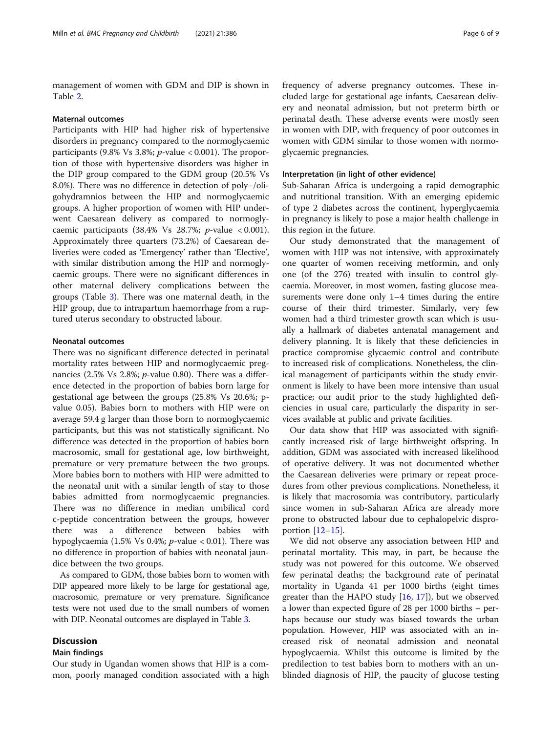management of women with GDM and DIP is shown in Table 2.

### Maternal outcomes

Participants with HIP had higher risk of hypertensive disorders in pregnancy compared to the normoglycaemic participants (9.8% Vs 3.8%; *p*-value < 0.001). The proportion of those with hypertensive disorders was higher in the DIP group compared to the GDM group (20.5% Vs 8.0%). There was no difference in detection of poly−/oligohydramnios between the HIP and normoglycaemic groups. A higher proportion of women with HIP underwent Caesarean delivery as compared to normoglycaemic participants (38.4% Vs 28.7%; *p*-value < 0.001). Approximately three quarters (73.2%) of Caesarean deliveries were coded as 'Emergency' rather than 'Elective', with similar distribution among the HIP and normoglycaemic groups. There were no significant differences in other maternal delivery complications between the groups (Table 3). There was one maternal death, in the HIP group, due to intrapartum haemorrhage from a ruptured uterus secondary to obstructed labour.

### Neonatal outcomes

There was no significant difference detected in perinatal mortality rates between HIP and normoglycaemic pregnancies (2.5% Vs 2.8%; *p*-value 0.80). There was a difference detected in the proportion of babies born large for gestational age between the groups (25.8% Vs 20.6%; p-value 0.05). Babies born to mothers with HIP were on average 59.4 g larger than those born to normoglycaemic participants, but this was not statistically significant. No difference was detected in the proportion of babies born macrosomic, small for gestational age, low birthweight, premature or very premature between the two groups. More babies born to mothers with HIP were admitted to the neonatal unit with a similar length of stay to those babies admitted from normoglycaemic pregnancies. There was no difference in median umbilical cord c-peptide concentration between the groups, however there was a difference between babies with hypoglycaemia (1.5% Vs 0.4%; *p*-value < 0.01). There was no difference in proportion of babies with neonatal jaundice between the two groups.

As compared to GDM, those babies born to women with DIP appeared more likely to be large for gestational age, macrosomic, premature or very premature. Significance tests were not used due to the small numbers of women with DIP. Neonatal outcomes are displayed in Table 3.

## Discussion

### Main findings

Our study in Ugandan women shows that HIP is a common, poorly managed condition associated with a high frequency of adverse pregnancy outcomes. These included large for gestational age infants, Caesarean delivery and neonatal admission, but not preterm birth or perinatal death. These adverse events were mostly seen in women with DIP, with frequency of poor outcomes in women with GDM similar to those women with normoglycaemic pregnancies.

### Interpretation (in light of other evidence)

Sub-Saharan Africa is undergoing a rapid demographic and nutritional transition. With an emerging epidemic of type 2 diabetes across the continent, hyperglycaemia in pregnancy is likely to pose a major health challenge in this region in the future.

Our study demonstrated that the management of women with HIP was not intensive, with approximately one quarter of women receiving metformin, and only one (of the 276) treated with insulin to control glycaemia. Moreover, in most women, fasting glucose measurements were done only 1–4 times during the entire course of their third trimester. Similarly, very few women had a third trimester growth scan which is usually a hallmark of diabetes antenatal management and delivery planning. It is likely that these deficiencies in practice compromise glycaemic control and contribute to increased risk of complications. Nonetheless, the clinical management of participants within the study environment is likely to have been more intensive than usual practice; our audit prior to the study highlighted deficiencies in usual care, particularly the disparity in services available at public and private facilities.

Our data show that HIP was associated with significantly increased risk of large birthweight offspring. In addition, GDM was associated with increased likelihood of operative delivery. It was not documented whether the Caesarean deliveries were primary or repeat procedures from other previous complications. Nonetheless, it is likely that macrosomia was contributory, particularly since women in sub-Saharan Africa are already more prone to obstructed labour due to cephalopelvic disproportion [12–15].

We did not observe any association between HIP and perinatal mortality. This may, in part, be because the study was not powered for this outcome. We observed few perinatal deaths; the background rate of perinatal mortality in Uganda 41 per 1000 births (eight times greater than the HAPO study [16, 17]), but we observed a lower than expected figure of 28 per 1000 births – perhaps because our study was biased towards the urban population. However, HIP was associated with an increased risk of neonatal admission and neonatal hypoglycaemia. Whilst this outcome is limited by the predilection to test babies born to mothers with an unblinded diagnosis of HIP, the paucity of glucose testing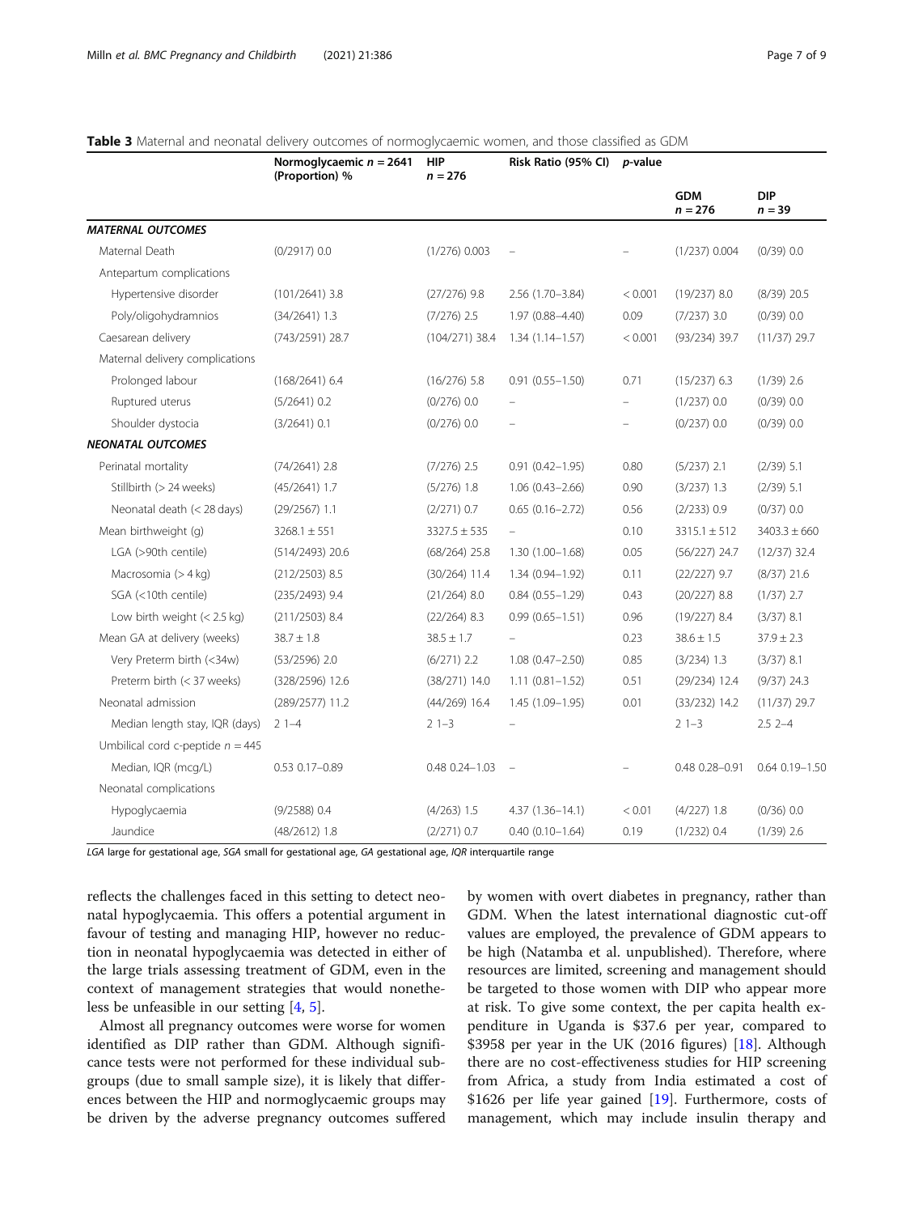**Table 3** Maternal and neonatal delivery outcomes of normoglycaemic women, and those classified as GDM

| | Normoglycaemic $n = 2641$ (Proportion) % | HIP $n = 276$ | Risk Ratio (95% CI) | *p*-value | GDM $n = 276$ | DIP $n = 39$ |
|---|---|---|---|---|---|---|
| ***MATERNAL OUTCOMES*** | | | | | | |
| Maternal Death | (0/2917) 0.0 | (1/276) 0.003 | – | – | (1/237) 0.004 | (0/39) 0.0 |
| Antepartum complications | | | | | | |
| Hypertensive disorder | (101/2641) 3.8 | (27/276) 9.8 | 2.56 (1.70–3.84) | < 0.001 | (19/237) 8.0 | (8/39) 20.5 |
| Poly/oligohydramnios | (34/2641) 1.3 | (7/276) 2.5 | 1.97 (0.88–4.40) | 0.09 | (7/237) 3.0 | (0/39) 0.0 |
| Caesarean delivery | (743/2591) 28.7 | (104/271) 38.4 | 1.34 (1.14–1.57) | < 0.001 | (93/234) 39.7 | (11/37) 29.7 |
| Maternal delivery complications | | | | | | |
| Prolonged labour | (168/2641) 6.4 | (16/276) 5.8 | 0.91 (0.55–1.50) | 0.71 | (15/237) 6.3 | (1/39) 2.6 |
| Ruptured uterus | (5/2641) 0.2 | (0/276) 0.0 | – | – | (1/237) 0.0 | (0/39) 0.0 |
| Shoulder dystocia | (3/2641) 0.1 | (0/276) 0.0 | – | – | (0/237) 0.0 | (0/39) 0.0 |
| ***NEONATAL OUTCOMES*** | | | | | | |
| Perinatal mortality | (74/2641) 2.8 | (7/276) 2.5 | 0.91 (0.42–1.95) | 0.80 | (5/237) 2.1 | (2/39) 5.1 |
| Stillbirth (> 24 weeks) | (45/2641) 1.7 | (5/276) 1.8 | 1.06 (0.43–2.66) | 0.90 | (3/237) 1.3 | (2/39) 5.1 |
| Neonatal death (< 28 days) | (29/2567) 1.1 | (2/271) 0.7 | 0.65 (0.16–2.72) | 0.56 | (2/233) 0.9 | (0/37) 0.0 |
| Mean birthweight (g) | 3268.1 ± 551 | 3327.5 ± 535 | – | 0.10 | 3315.1 ± 512 | 3403.3 ± 660 |
| LGA (>90th centile) | (514/2493) 20.6 | (68/264) 25.8 | 1.30 (1.00–1.68) | 0.05 | (56/227) 24.7 | (12/37) 32.4 |
| Macrosomia (> 4 kg) | (212/2503) 8.5 | (30/264) 11.4 | 1.34 (0.94–1.92) | 0.11 | (22/227) 9.7 | (8/37) 21.6 |
| SGA (<10th centile) | (235/2493) 9.4 | (21/264) 8.0 | 0.84 (0.55–1.29) | 0.43 | (20/227) 8.8 | (1/37) 2.7 |
| Low birth weight (< 2.5 kg) | (211/2503) 8.4 | (22/264) 8.3 | 0.99 (0.65–1.51) | 0.96 | (19/227) 8.4 | (3/37) 8.1 |
| Mean GA at delivery (weeks) | 38.7 ± 1.8 | 38.5 ± 1.7 | – | 0.23 | 38.6 ± 1.5 | 37.9 ± 2.3 |
| Very Preterm birth (<34w) | (53/2596) 2.0 | (6/271) 2.2 | 1.08 (0.47–2.50) | 0.85 | (3/234) 1.3 | (3/37) 8.1 |
| Preterm birth (< 37 weeks) | (328/2596) 12.6 | (38/271) 14.0 | 1.11 (0.81–1.52) | 0.51 | (29/234) 12.4 | (9/37) 24.3 |
| Neonatal admission | (289/2577) 11.2 | (44/269) 16.4 | 1.45 (1.09–1.95) | 0.01 | (33/232) 14.2 | (11/37) 29.7 |
| Median length stay, IQR (days) | 2 1–4 | 2 1–3 | – | | 2 1–3 | 2.5 2–4 |
| Umbilical cord c-peptide $n = 445$ | | | | | | |
| Median, IQR (mcg/L) | 0.53 0.17–0.89 | 0.48 0.24–1.03 | – | – | 0.48 0.28–0.91 | 0.64 0.19–1.50 |
| Neonatal complications | | | | | | |
| Hypoglycaemia | (9/2588) 0.4 | (4/263) 1.5 | 4.37 (1.36–14.1) | < 0.01 | (4/227) 1.8 | (0/36) 0.0 |
| Jaundice | (48/2612) 1.8 | (2/271) 0.7 | 0.40 (0.10–1.64) | 0.19 | (1/232) 0.4 | (1/39) 2.6 |

*LGA* large for gestational age, *SGA* small for gestational age, *GA* gestational age, *IQR* interquartile range

reflects the challenges faced in this setting to detect neonatal hypoglycaemia. This offers a potential argument in favour of testing and managing HIP, however no reduction in neonatal hypoglycaemia was detected in either of the large trials assessing treatment of GDM, even in the context of management strategies that would nonetheless be unfeasible in our setting [4, 5].

Almost all pregnancy outcomes were worse for women identified as DIP rather than GDM. Although significance tests were not performed for these individual subgroups (due to small sample size), it is likely that differences between the HIP and normoglycaemic groups may be driven by the adverse pregnancy outcomes suffered by women with overt diabetes in pregnancy, rather than GDM. When the latest international diagnostic cut-off values are employed, the prevalence of GDM appears to be high (Natamba et al. unpublished). Therefore, where resources are limited, screening and management should be targeted to those women with DIP who appear more at risk. To give some context, the per capita health expenditure in Uganda is \$37.6 per year, compared to \$3958 per year in the UK (2016 figures) [18]. Although there are no cost-effectiveness studies for HIP screening from Africa, a study from India estimated a cost of \$1626 per life year gained [19]. Furthermore, costs of management, which may include insulin therapy and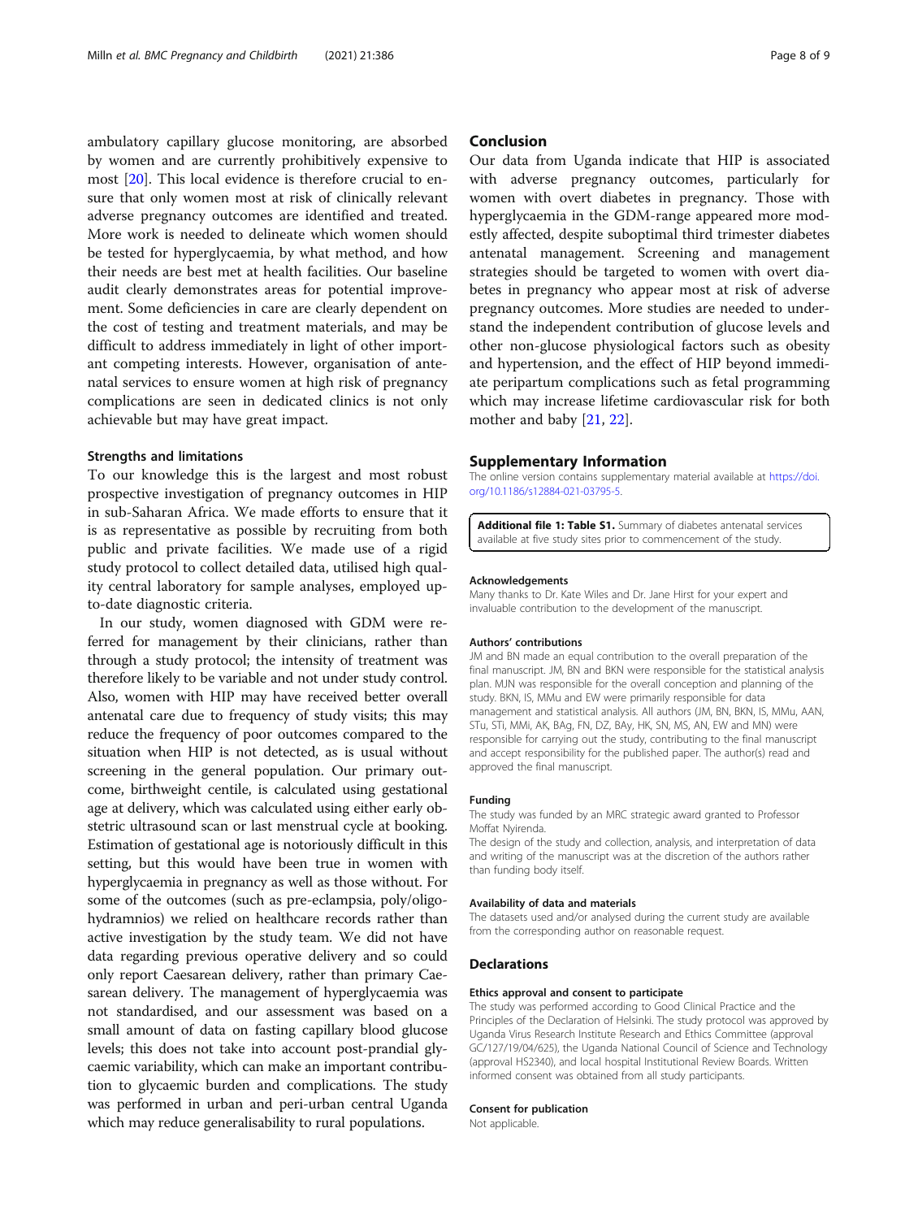ambulatory capillary glucose monitoring, are absorbed by women and are currently prohibitively expensive to most [20]. This local evidence is therefore crucial to ensure that only women most at risk of clinically relevant adverse pregnancy outcomes are identified and treated. More work is needed to delineate which women should be tested for hyperglycaemia, by what method, and how their needs are best met at health facilities. Our baseline audit clearly demonstrates areas for potential improvement. Some deficiencies in care are clearly dependent on the cost of testing and treatment materials, and may be difficult to address immediately in light of other important competing interests. However, organisation of antenatal services to ensure women at high risk of pregnancy complications are seen in dedicated clinics is not only achievable but may have great impact.

### Strengths and limitations

To our knowledge this is the largest and most robust prospective investigation of pregnancy outcomes in HIP in sub-Saharan Africa. We made efforts to ensure that it is as representative as possible by recruiting from both public and private facilities. We made use of a rigid study protocol to collect detailed data, utilised high quality central laboratory for sample analyses, employed up-to-date diagnostic criteria.

In our study, women diagnosed with GDM were referred for management by their clinicians, rather than through a study protocol; the intensity of treatment was therefore likely to be variable and not under study control. Also, women with HIP may have received better overall antenatal care due to frequency of study visits; this may reduce the frequency of poor outcomes compared to the situation when HIP is not detected, as is usual without screening in the general population. Our primary outcome, birthweight centile, is calculated using gestational age at delivery, which was calculated using either early obstetric ultrasound scan or last menstrual cycle at booking. Estimation of gestational age is notoriously difficult in this setting, but this would have been true in women with hyperglycaemia in pregnancy as well as those without. For some of the outcomes (such as pre-eclampsia, poly/oligohydramnios) we relied on healthcare records rather than active investigation by the study team. We did not have data regarding previous operative delivery and so could only report Caesarean delivery, rather than primary Caesarean delivery. The management of hyperglycaemia was not standardised, and our assessment was based on a small amount of data on fasting capillary blood glucose levels; this does not take into account post-prandial glycaemic variability, which can make an important contribution to glycaemic burden and complications. The study was performed in urban and peri-urban central Uganda which may reduce generalisability to rural populations.

## Conclusion

Our data from Uganda indicate that HIP is associated with adverse pregnancy outcomes, particularly for women with overt diabetes in pregnancy. Those with hyperglycaemia in the GDM-range appeared more modestly affected, despite suboptimal third trimester diabetes antenatal management. Screening and management strategies should be targeted to women with overt diabetes in pregnancy who appear most at risk of adverse pregnancy outcomes. More studies are needed to understand the independent contribution of glucose levels and other non-glucose physiological factors such as obesity and hypertension, and the effect of HIP beyond immediate peripartum complications such as fetal programming which may increase lifetime cardiovascular risk for both mother and baby [21, 22].

## Supplementary Information

The online version contains supplementary material available at https://doi.org/10.1186/s12884-021-03795-5.

**Additional file 1: Table S1.** Summary of diabetes antenatal services available at five study sites prior to commencement of the study.

#### Acknowledgements

Many thanks to Dr. Kate Wiles and Dr. Jane Hirst for your expert and invaluable contribution to the development of the manuscript.

#### Authors' contributions

JM and BN made an equal contribution to the overall preparation of the final manuscript. JM, BN and BKN were responsible for the statistical analysis plan. MJN was responsible for the overall conception and planning of the study. BKN, IS, MMu and EW were primarily responsible for data management and statistical analysis. All authors (JM, BN, BKN, IS, MMu, AAN, STu, STi, MMi, AK, BAg, FN, DZ, BAy, HK, SN, MS, AN, EW and MN) were responsible for carrying out the study, contributing to the final manuscript and accept responsibility for the published paper. The author(s) read and approved the final manuscript.

#### Funding

The study was funded by an MRC strategic award granted to Professor Moffat Nyirenda.

The design of the study and collection, analysis, and interpretation of data and writing of the manuscript was at the discretion of the authors rather than funding body itself.

#### Availability of data and materials

The datasets used and/or analysed during the current study are available from the corresponding author on reasonable request.

## Declarations

#### Ethics approval and consent to participate

The study was performed according to Good Clinical Practice and the Principles of the Declaration of Helsinki. The study protocol was approved by Uganda Virus Research Institute Research and Ethics Committee (approval GC/127/19/04/625), the Uganda National Council of Science and Technology (approval HS2340), and local hospital Institutional Review Boards. Written informed consent was obtained from all study participants.

#### Consent for publication

Not applicable.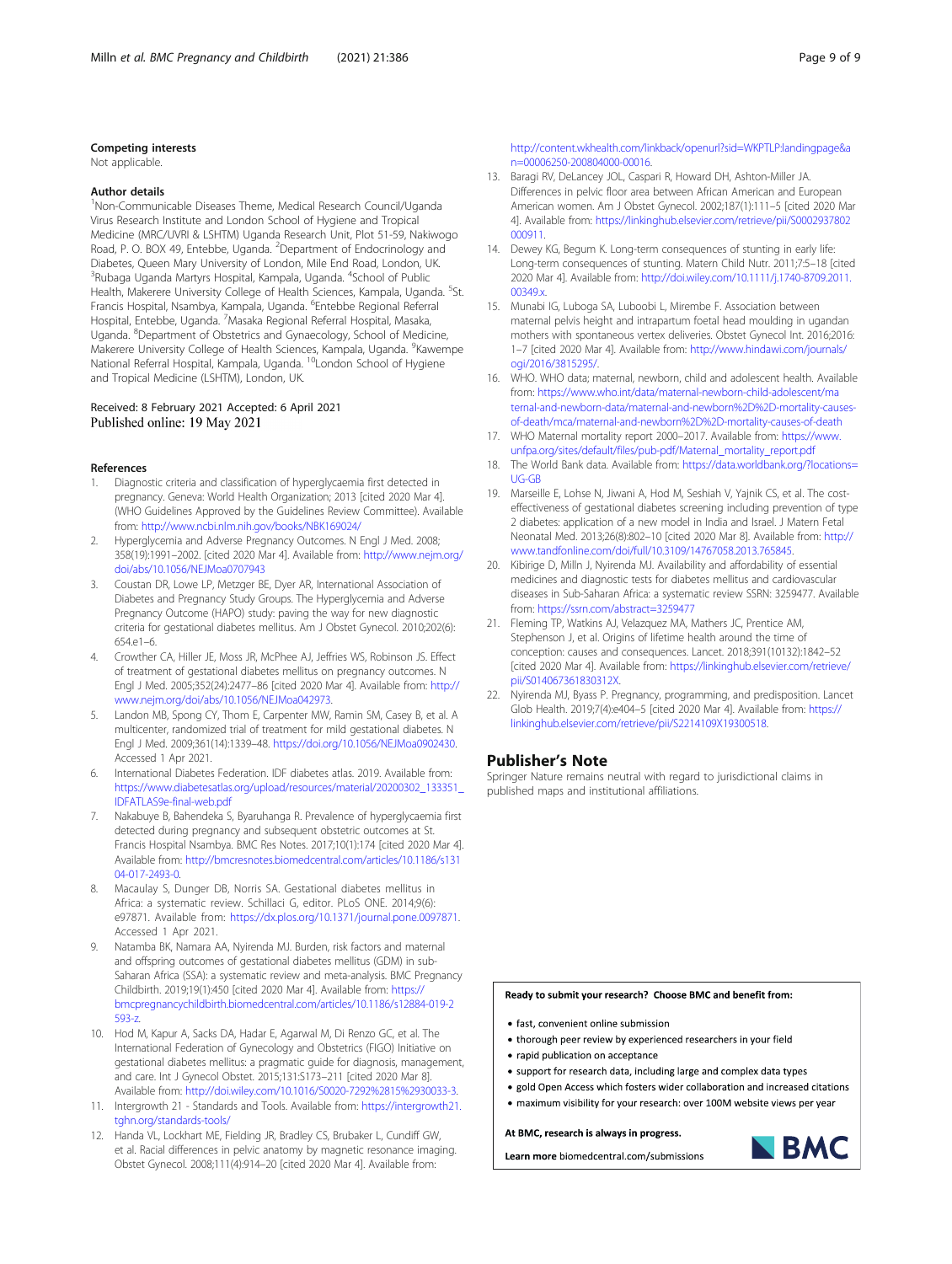### Competing interests

Not applicable.

### Author details

[1]Non-Communicable Diseases Theme, Medical Research Council/Uganda Virus Research Institute and London School of Hygiene and Tropical Medicine (MRC/UVRI & LSHTM) Uganda Research Unit, Plot 51-59, Nakiwogo Road, P. O. BOX 49, Entebbe, Uganda. [2]Department of Endocrinology and Diabetes, Queen Mary University of London, Mile End Road, London, UK. [3]Rubaga Uganda Martyrs Hospital, Kampala, Uganda. [4]School of Public Health, Makerere University College of Health Sciences, Kampala, Uganda. [5]St. Francis Hospital, Nsambya, Kampala, Uganda. [6]Entebbe Regional Referral Hospital, Entebbe, Uganda. [7]Masaka Regional Referral Hospital, Masaka, Uganda. [8]Department of Obstetrics and Gynaecology, School of Medicine, Makerere University College of Health Sciences, Kampala, Uganda. [9]Kawempe National Referral Hospital, Kampala, Uganda. [10]London School of Hygiene and Tropical Medicine (LSHTM), London, UK.

Received: 8 February 2021 Accepted: 6 April 2021
Published online: 19 May 2021

### References

1. Diagnostic criteria and classification of hyperglycaemia first detected in pregnancy. Geneva: World Health Organization; 2013 [cited 2020 Mar 4]. (WHO Guidelines Approved by the Guidelines Review Committee). Available from: http://www.ncbi.nlm.nih.gov/books/NBK169024/
2. Hyperglycemia and Adverse Pregnancy Outcomes. N Engl J Med. 2008; 358(19):1991–2002. [cited 2020 Mar 4]. Available from: http://www.nejm.org/doi/abs/10.1056/NEJMoa0707943
3. Coustan DR, Lowe LP, Metzger BE, Dyer AR, International Association of Diabetes and Pregnancy Study Groups. The Hyperglycemia and Adverse Pregnancy Outcome (HAPO) study: paving the way for new diagnostic criteria for gestational diabetes mellitus. Am J Obstet Gynecol. 2010;202(6): 654.e1–6.
4. Crowther CA, Hiller JE, Moss JR, McPhee AJ, Jeffries WS, Robinson JS. Effect of treatment of gestational diabetes mellitus on pregnancy outcomes. N Engl J Med. 2005;352(24):2477–86 [cited 2020 Mar 4]. Available from: http://www.nejm.org/doi/abs/10.1056/NEJMoa042973.
5. Landon MB, Spong CY, Thom E, Carpenter MW, Ramin SM, Casey B, et al. A multicenter, randomized trial of treatment for mild gestational diabetes. N Engl J Med. 2009;361(14):1339–48. https://doi.org/10.1056/NEJMoa0902430. Accessed 1 Apr 2021.
6. International Diabetes Federation. IDF diabetes atlas. 2019. Available from: https://www.diabetesatlas.org/upload/resources/material/20200302_133351_IDFATLAS9e-final-web.pdf
7. Nakabuye B, Bahendeka S, Byaruhanga R. Prevalence of hyperglycaemia first detected during pregnancy and subsequent obstetric outcomes at St. Francis Hospital Nsambya. BMC Res Notes. 2017;10(1):174 [cited 2020 Mar 4]. Available from: http://bmcresnotes.biomedcentral.com/articles/10.1186/s13104-017-2493-0.
8. Macaulay S, Dunger DB, Norris SA. Gestational diabetes mellitus in Africa: a systematic review. Schillaci G, editor. PLoS ONE. 2014;9(6): e97871. Available from: https://dx.plos.org/10.1371/journal.pone.0097871. Accessed 1 Apr 2021.
9. Natamba BK, Namara AA, Nyirenda MJ. Burden, risk factors and maternal and offspring outcomes of gestational diabetes mellitus (GDM) in sub-Saharan Africa (SSA): a systematic review and meta-analysis. BMC Pregnancy Childbirth. 2019;19(1):450 [cited 2020 Mar 4]. Available from: https://bmcpregnancychildbirth.biomedcentral.com/articles/10.1186/s12884-019-2593-z.
10. Hod M, Kapur A, Sacks DA, Hadar E, Agarwal M, Di Renzo GC, et al. The International Federation of Gynecology and Obstetrics (FIGO) Initiative on gestational diabetes mellitus: a pragmatic guide for diagnosis, management, and care. Int J Gynecol Obstet. 2015;131:S173–211 [cited 2020 Mar 8]. Available from: http://doi.wiley.com/10.1016/S0020-7292%2815%2930033-3.
11. Intergrowth 21 - Standards and Tools. Available from: https://intergrowth21.tghn.org/standards-tools/
12. Handa VL, Lockhart ME, Fielding JR, Bradley CS, Brubaker L, Cundiff GW, et al. Racial differences in pelvic anatomy by magnetic resonance imaging. Obstet Gynecol. 2008;111(4):914–20 [cited 2020 Mar 4]. Available from: http://content.wkhealth.com/linkback/openurl?sid=WKPTLP:landingpage&an=00006250-200804000-00016.
13. Baragi RV, DeLancey JOL, Caspari R, Howard DH, Ashton-Miller JA. Differences in pelvic floor area between African American and European American women. Am J Obstet Gynecol. 2002;187(1):111–5 [cited 2020 Mar 4]. Available from: https://linkinghub.elsevier.com/retrieve/pii/S0002937802000911.
14. Dewey KG, Begum K. Long-term consequences of stunting in early life: Long-term consequences of stunting. Matern Child Nutr. 2011;7:5–18 [cited 2020 Mar 4]. Available from: http://doi.wiley.com/10.1111/j.1740-8709.2011.00349.x.
15. Munabi IG, Luboga SA, Luboobi L, Mirembe F. Association between maternal pelvis height and intrapartum foetal head moulding in ugandan mothers with spontaneous vertex deliveries. Obstet Gynecol Int. 2016;2016: 1–7 [cited 2020 Mar 4]. Available from: http://www.hindawi.com/journals/ogi/2016/3815295/.
16. WHO. WHO data; maternal, newborn, child and adolescent health. Available from: https://www.who.int/data/maternal-newborn-child-adolescent/maternal-and-newborn-data/maternal-and-newborn%2D%2D-mortality-causes-of-death/mca/maternal-and-newborn%2D%2D-mortality-causes-of-death
17. WHO Maternal mortality report 2000–2017. Available from: https://www.unfpa.org/sites/default/files/pub-pdf/Maternal_mortality_report.pdf
18. The World Bank data. Available from: https://data.worldbank.org/?locations=UG-GB
19. Marseille E, Lohse N, Jiwani A, Hod M, Seshiah V, Yajnik CS, et al. The cost-effectiveness of gestational diabetes screening including prevention of type 2 diabetes: application of a new model in India and Israel. J Matern Fetal Neonatal Med. 2013;26(8):802–10 [cited 2020 Mar 8]. Available from: http://www.tandfonline.com/doi/full/10.3109/14767058.2013.765845.
20. Kibirige D, Milln J, Nyirenda MJ. Availability and affordability of essential medicines and diagnostic tests for diabetes mellitus and cardiovascular diseases in Sub-Saharan Africa: a systematic review SSRN: 3259477. Available from: https://ssrn.com/abstract=3259477
21. Fleming TP, Watkins AJ, Velazquez MA, Mathers JC, Prentice AM, Stephenson J, et al. Origins of lifetime health around the time of conception: causes and consequences. Lancet. 2018;391(10132):1842–52 [cited 2020 Mar 4]. Available from: https://linkinghub.elsevier.com/retrieve/pii/S014067361830312X.
22. Nyirenda MJ, Byass P. Pregnancy, programming, and predisposition. Lancet Glob Health. 2019;7(4):e404–5 [cited 2020 Mar 4]. Available from: https://linkinghub.elsevier.com/retrieve/pii/S2214109X19300518.

## Publisher's Note

Springer Nature remains neutral with regard to jurisdictional claims in published maps and institutional affiliations.

**Ready to submit your research? Choose BMC and benefit from:**

- fast, convenient online submission
- thorough peer review by experienced researchers in your field
- rapid publication on acceptance
- support for research data, including large and complex data types
- gold Open Access which fosters wider collaboration and increased citations
- maximum visibility for your research: over 100M website views per year

**At BMC, research is always in progress.**

**Learn more** biomedcentral.com/submissions

BMC